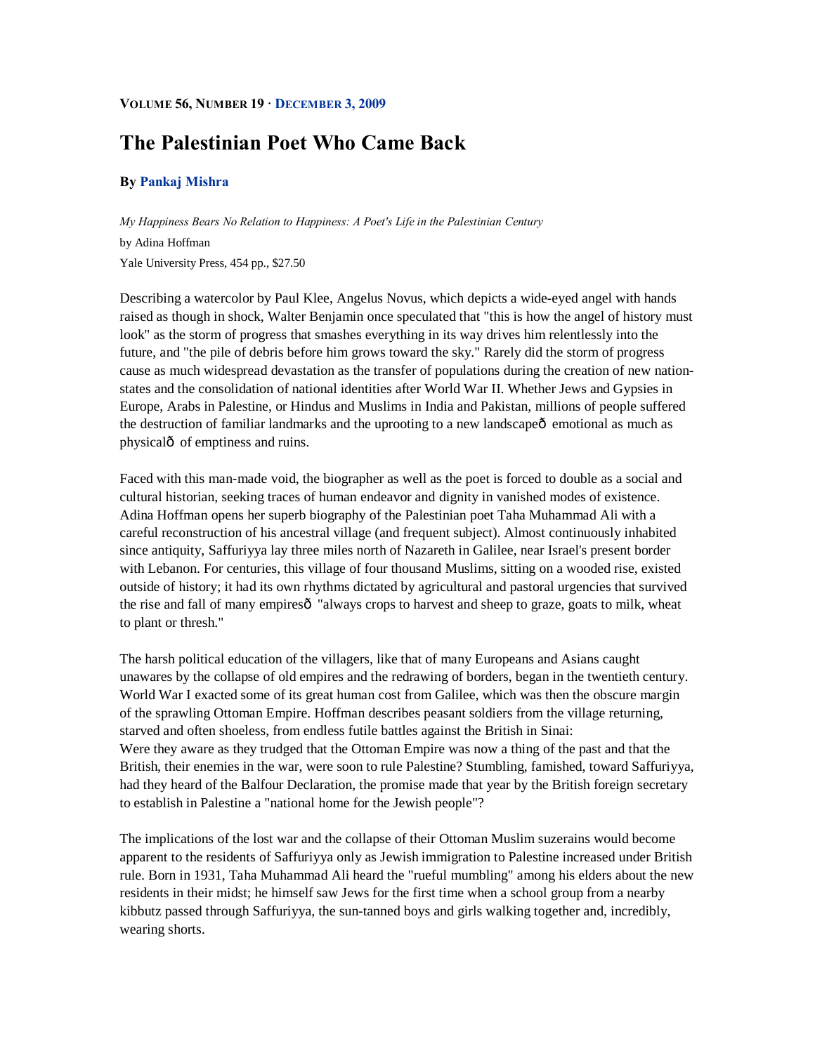**VOLUME 56, NUMBER 19 · DECEMBER 3, 2009**

# The Palestinian Poet Who Came Back

**By Pankaj Mishra**

*My Happiness Bears No Relation to Happiness: A Poet's Life in the Palestinian Century*
by Adina Hoffman
Yale University Press, 454 pp., $27.50

Describing a watercolor by Paul Klee, Angelus Novus, which depicts a wide-eyed angel with hands raised as though in shock, Walter Benjamin once speculated that "this is how the angel of history must look" as the storm of progress that smashes everything in its way drives him relentlessly into the future, and "the pile of debris before him grows toward the sky." Rarely did the storm of progress cause as much widespread devastation as the transfer of populations during the creation of new nation-states and the consolidation of national identities after World War II. Whether Jews and Gypsies in Europe, Arabs in Palestine, or Hindus and Muslims in India and Pakistan, millions of people suffered the destruction of familiar landmarks and the uprooting to a new landscapeô emotional as much as physicalô of emptiness and ruins.

Faced with this man-made void, the biographer as well as the poet is forced to double as a social and cultural historian, seeking traces of human endeavor and dignity in vanished modes of existence. Adina Hoffman opens her superb biography of the Palestinian poet Taha Muhammad Ali with a careful reconstruction of his ancestral village (and frequent subject). Almost continuously inhabited since antiquity, Saffuriyya lay three miles north of Nazareth in Galilee, near Israel's present border with Lebanon. For centuries, this village of four thousand Muslims, sitting on a wooded rise, existed outside of history; it had its own rhythms dictated by agricultural and pastoral urgencies that survived the rise and fall of many empiresô "always crops to harvest and sheep to graze, goats to milk, wheat to plant or thresh."

The harsh political education of the villagers, like that of many Europeans and Asians caught unawares by the collapse of old empires and the redrawing of borders, began in the twentieth century. World War I exacted some of its great human cost from Galilee, which was then the obscure margin of the sprawling Ottoman Empire. Hoffman describes peasant soldiers from the village returning, starved and often shoeless, from endless futile battles against the British in Sinai:

> Were they aware as they trudged that the Ottoman Empire was now a thing of the past and that the British, their enemies in the war, were soon to rule Palestine? Stumbling, famished, toward Saffuriyya, had they heard of the Balfour Declaration, the promise made that year by the British foreign secretary to establish in Palestine a "national home for the Jewish people"?

The implications of the lost war and the collapse of their Ottoman Muslim suzerains would become apparent to the residents of Saffuriyya only as Jewish immigration to Palestine increased under British rule. Born in 1931, Taha Muhammad Ali heard the "rueful mumbling" among his elders about the new residents in their midst; he himself saw Jews for the first time when a school group from a nearby kibbutz passed through Saffuriyya, the sun-tanned boys and girls walking together and, incredibly, wearing shorts.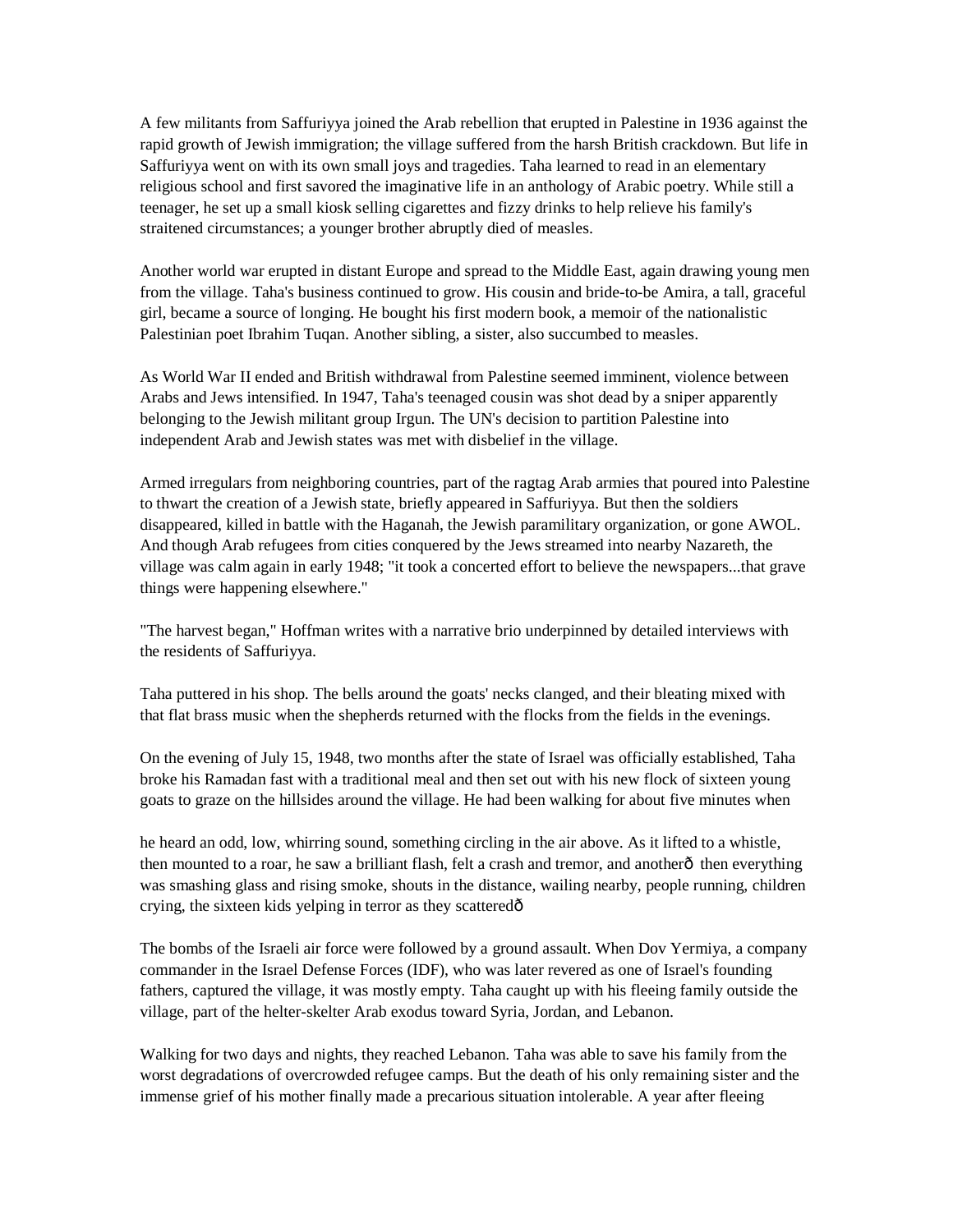A few militants from Saffuriyya joined the Arab rebellion that erupted in Palestine in 1936 against the rapid growth of Jewish immigration; the village suffered from the harsh British crackdown. But life in Saffuriyya went on with its own small joys and tragedies. Taha learned to read in an elementary religious school and first savored the imaginative life in an anthology of Arabic poetry. While still a teenager, he set up a small kiosk selling cigarettes and fizzy drinks to help relieve his family's straitened circumstances; a younger brother abruptly died of measles.

Another world war erupted in distant Europe and spread to the Middle East, again drawing young men from the village. Taha's business continued to grow. His cousin and bride-to-be Amira, a tall, graceful girl, became a source of longing. He bought his first modern book, a memoir of the nationalistic Palestinian poet Ibrahim Tuqan. Another sibling, a sister, also succumbed to measles.

As World War II ended and British withdrawal from Palestine seemed imminent, violence between Arabs and Jews intensified. In 1947, Taha's teenaged cousin was shot dead by a sniper apparently belonging to the Jewish militant group Irgun. The UN's decision to partition Palestine into independent Arab and Jewish states was met with disbelief in the village.

Armed irregulars from neighboring countries, part of the ragtag Arab armies that poured into Palestine to thwart the creation of a Jewish state, briefly appeared in Saffuriyya. But then the soldiers disappeared, killed in battle with the Haganah, the Jewish paramilitary organization, or gone AWOL. And though Arab refugees from cities conquered by the Jews streamed into nearby Nazareth, the village was calm again in early 1948; "it took a concerted effort to believe the newspapers...that grave things were happening elsewhere."

"The harvest began," Hoffman writes with a narrative brio underpinned by detailed interviews with the residents of Saffuriyya.

Taha puttered in his shop. The bells around the goats' necks clanged, and their bleating mixed with that flat brass music when the shepherds returned with the flocks from the fields in the evenings.

On the evening of July 15, 1948, two months after the state of Israel was officially established, Taha broke his Ramadan fast with a traditional meal and then set out with his new flock of sixteen young goats to graze on the hillsides around the village. He had been walking for about five minutes when

he heard an odd, low, whirring sound, something circling in the air above. As it lifted to a whistle, then mounted to a roar, he saw a brilliant flash, felt a crash and tremor, and anotherð then everything was smashing glass and rising smoke, shouts in the distance, wailing nearby, people running, children crying, the sixteen kids yelping in terror as they scatteredð

The bombs of the Israeli air force were followed by a ground assault. When Dov Yermiya, a company commander in the Israel Defense Forces (IDF), who was later revered as one of Israel's founding fathers, captured the village, it was mostly empty. Taha caught up with his fleeing family outside the village, part of the helter-skelter Arab exodus toward Syria, Jordan, and Lebanon.

Walking for two days and nights, they reached Lebanon. Taha was able to save his family from the worst degradations of overcrowded refugee camps. But the death of his only remaining sister and the immense grief of his mother finally made a precarious situation intolerable. A year after fleeing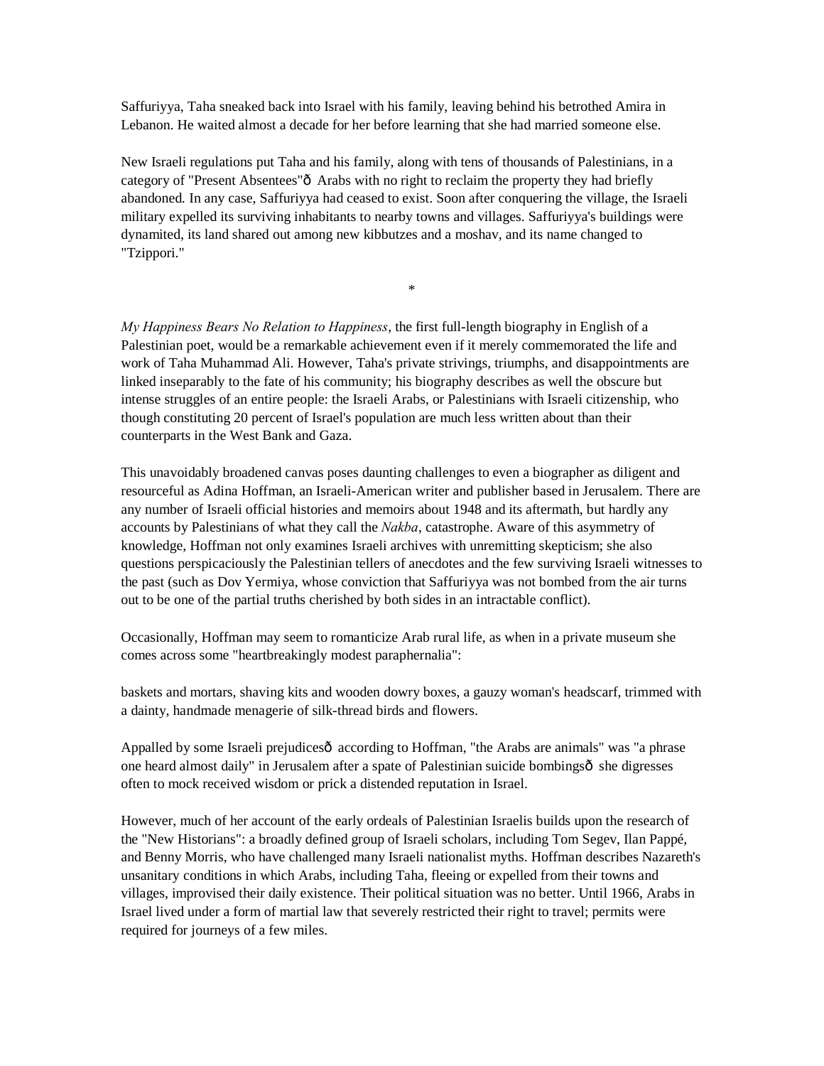Saffuriyya, Taha sneaked back into Israel with his family, leaving behind his betrothed Amira in Lebanon. He waited almost a decade for her before learning that she had married someone else.

New Israeli regulations put Taha and his family, along with tens of thousands of Palestinians, in a category of "Present Absentees"ð Arabs with no right to reclaim the property they had briefly abandoned. In any case, Saffuriyya had ceased to exist. Soon after conquering the village, the Israeli military expelled its surviving inhabitants to nearby towns and villages. Saffuriyya's buildings were dynamited, its land shared out among new kibbutzes and a moshav, and its name changed to "Tzippori."

*

*My Happiness Bears No Relation to Happiness*, the first full-length biography in English of a Palestinian poet, would be a remarkable achievement even if it merely commemorated the life and work of Taha Muhammad Ali. However, Taha's private strivings, triumphs, and disappointments are linked inseparably to the fate of his community; his biography describes as well the obscure but intense struggles of an entire people: the Israeli Arabs, or Palestinians with Israeli citizenship, who though constituting 20 percent of Israel's population are much less written about than their counterparts in the West Bank and Gaza.

This unavoidably broadened canvas poses daunting challenges to even a biographer as diligent and resourceful as Adina Hoffman, an Israeli-American writer and publisher based in Jerusalem. There are any number of Israeli official histories and memoirs about 1948 and its aftermath, but hardly any accounts by Palestinians of what they call the *Nakba*, catastrophe. Aware of this asymmetry of knowledge, Hoffman not only examines Israeli archives with unremitting skepticism; she also questions perspicaciously the Palestinian tellers of anecdotes and the few surviving Israeli witnesses to the past (such as Dov Yermiya, whose conviction that Saffuriyya was not bombed from the air turns out to be one of the partial truths cherished by both sides in an intractable conflict).

Occasionally, Hoffman may seem to romanticize Arab rural life, as when in a private museum she comes across some "heartbreakingly modest paraphernalia":

baskets and mortars, shaving kits and wooden dowry boxes, a gauzy woman's headscarf, trimmed with a dainty, handmade menagerie of silk-thread birds and flowers.

Appalled by some Israeli prejudicesð according to Hoffman, "the Arabs are animals" was "a phrase one heard almost daily" in Jerusalem after a spate of Palestinian suicide bombingsð she digresses often to mock received wisdom or prick a distended reputation in Israel.

However, much of her account of the early ordeals of Palestinian Israelis builds upon the research of the "New Historians": a broadly defined group of Israeli scholars, including Tom Segev, Ilan Pappé, and Benny Morris, who have challenged many Israeli nationalist myths. Hoffman describes Nazareth's unsanitary conditions in which Arabs, including Taha, fleeing or expelled from their towns and villages, improvised their daily existence. Their political situation was no better. Until 1966, Arabs in Israel lived under a form of martial law that severely restricted their right to travel; permits were required for journeys of a few miles.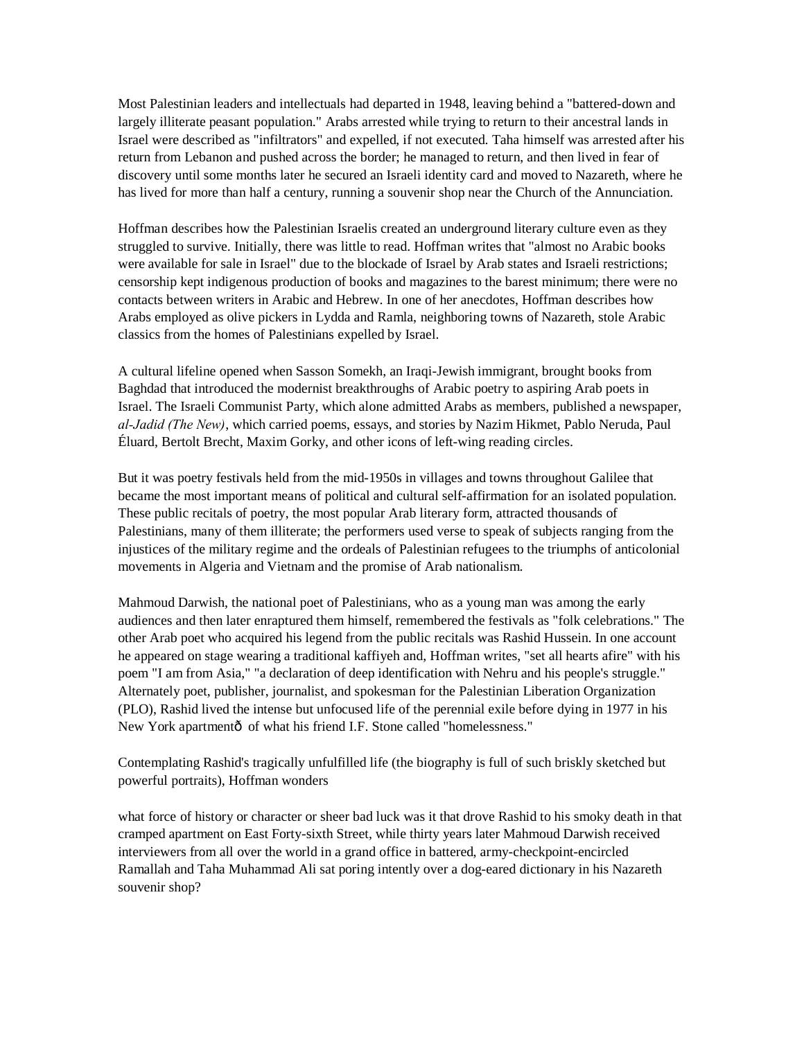Most Palestinian leaders and intellectuals had departed in 1948, leaving behind a "battered-down and largely illiterate peasant population." Arabs arrested while trying to return to their ancestral lands in Israel were described as "infiltrators" and expelled, if not executed. Taha himself was arrested after his return from Lebanon and pushed across the border; he managed to return, and then lived in fear of discovery until some months later he secured an Israeli identity card and moved to Nazareth, where he has lived for more than half a century, running a souvenir shop near the Church of the Annunciation.

Hoffman describes how the Palestinian Israelis created an underground literary culture even as they struggled to survive. Initially, there was little to read. Hoffman writes that "almost no Arabic books were available for sale in Israel" due to the blockade of Israel by Arab states and Israeli restrictions; censorship kept indigenous production of books and magazines to the barest minimum; there were no contacts between writers in Arabic and Hebrew. In one of her anecdotes, Hoffman describes how Arabs employed as olive pickers in Lydda and Ramla, neighboring towns of Nazareth, stole Arabic classics from the homes of Palestinians expelled by Israel.

A cultural lifeline opened when Sasson Somekh, an Iraqi-Jewish immigrant, brought books from Baghdad that introduced the modernist breakthroughs of Arabic poetry to aspiring Arab poets in Israel. The Israeli Communist Party, which alone admitted Arabs as members, published a newspaper, *al-Jadid (The New)*, which carried poems, essays, and stories by Nazim Hikmet, Pablo Neruda, Paul Éluard, Bertolt Brecht, Maxim Gorky, and other icons of left-wing reading circles.

But it was poetry festivals held from the mid-1950s in villages and towns throughout Galilee that became the most important means of political and cultural self-affirmation for an isolated population. These public recitals of poetry, the most popular Arab literary form, attracted thousands of Palestinians, many of them illiterate; the performers used verse to speak of subjects ranging from the injustices of the military regime and the ordeals of Palestinian refugees to the triumphs of anticolonial movements in Algeria and Vietnam and the promise of Arab nationalism.

Mahmoud Darwish, the national poet of Palestinians, who as a young man was among the early audiences and then later enraptured them himself, remembered the festivals as "folk celebrations." The other Arab poet who acquired his legend from the public recitals was Rashid Hussein. In one account he appeared on stage wearing a traditional kaffiyeh and, Hoffman writes, "set all hearts afire" with his poem "I am from Asia," "a declaration of deep identification with Nehru and his people's struggle." Alternately poet, publisher, journalist, and spokesman for the Palestinian Liberation Organization (PLO), Rashid lived the intense but unfocused life of the perennial exile before dying in 1977 in his New York apartmentð of what his friend I.F. Stone called "homelessness."

Contemplating Rashid's tragically unfulfilled life (the biography is full of such briskly sketched but powerful portraits), Hoffman wonders

> what force of history or character or sheer bad luck was it that drove Rashid to his smoky death in that cramped apartment on East Forty-sixth Street, while thirty years later Mahmoud Darwish received interviewers from all over the world in a grand office in battered, army-checkpoint-encircled Ramallah and Taha Muhammad Ali sat poring intently over a dog-eared dictionary in his Nazareth souvenir shop?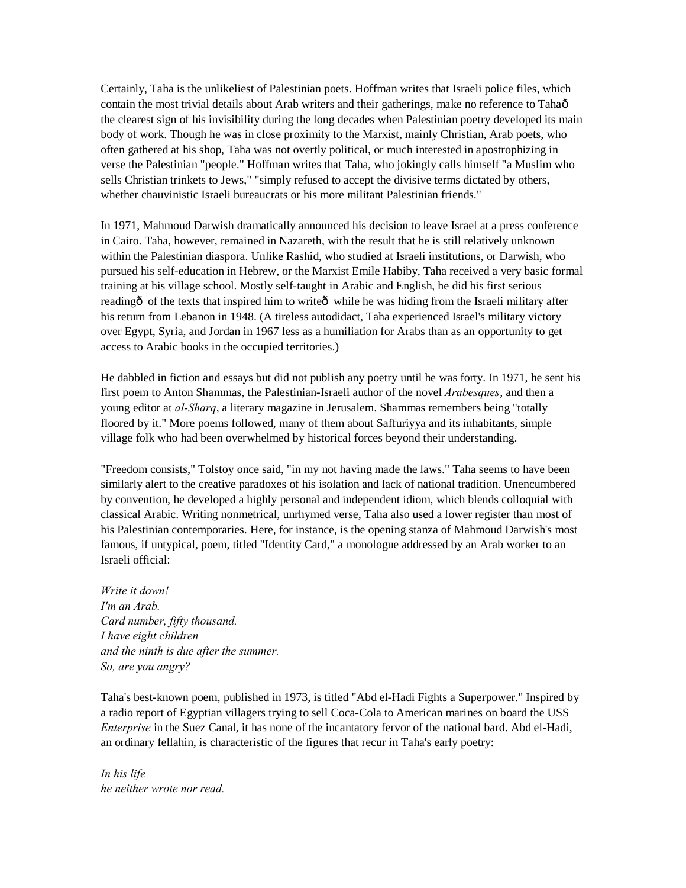Certainly, Taha is the unlikeliest of Palestinian poets. Hoffman writes that Israeli police files, which contain the most trivial details about Arab writers and their gatherings, make no reference to Tahað the clearest sign of his invisibility during the long decades when Palestinian poetry developed its main body of work. Though he was in close proximity to the Marxist, mainly Christian, Arab poets, who often gathered at his shop, Taha was not overtly political, or much interested in apostrophizing in verse the Palestinian "people." Hoffman writes that Taha, who jokingly calls himself "a Muslim who sells Christian trinkets to Jews," "simply refused to accept the divisive terms dictated by others, whether chauvinistic Israeli bureaucrats or his more militant Palestinian friends."

In 1971, Mahmoud Darwish dramatically announced his decision to leave Israel at a press conference in Cairo. Taha, however, remained in Nazareth, with the result that he is still relatively unknown within the Palestinian diaspora. Unlike Rashid, who studied at Israeli institutions, or Darwish, who pursued his self-education in Hebrew, or the Marxist Emile Habiby, Taha received a very basic formal training at his village school. Mostly self-taught in Arabic and English, he did his first serious readingð of the texts that inspired him to writeð while he was hiding from the Israeli military after his return from Lebanon in 1948. (A tireless autodidact, Taha experienced Israel's military victory over Egypt, Syria, and Jordan in 1967 less as a humiliation for Arabs than as an opportunity to get access to Arabic books in the occupied territories.)

He dabbled in fiction and essays but did not publish any poetry until he was forty. In 1971, he sent his first poem to Anton Shammas, the Palestinian-Israeli author of the novel *Arabesques*, and then a young editor at *al-Sharq*, a literary magazine in Jerusalem. Shammas remembers being "totally floored by it." More poems followed, many of them about Saffuriyya and its inhabitants, simple village folk who had been overwhelmed by historical forces beyond their understanding.

"Freedom consists," Tolstoy once said, "in my not having made the laws." Taha seems to have been similarly alert to the creative paradoxes of his isolation and lack of national tradition. Unencumbered by convention, he developed a highly personal and independent idiom, which blends colloquial with classical Arabic. Writing nonmetrical, unrhymed verse, Taha also used a lower register than most of his Palestinian contemporaries. Here, for instance, is the opening stanza of Mahmoud Darwish's most famous, if untypical, poem, titled "Identity Card," a monologue addressed by an Arab worker to an Israeli official:

*Write it down!*  
*I'm an Arab.*  
*Card number, fifty thousand.*  
*I have eight children*  
*and the ninth is due after the summer.*  
*So, are you angry?*

Taha's best-known poem, published in 1973, is titled "Abd el-Hadi Fights a Superpower." Inspired by a radio report of Egyptian villagers trying to sell Coca-Cola to American marines on board the USS *Enterprise* in the Suez Canal, it has none of the incantatory fervor of the national bard. Abd el-Hadi, an ordinary fellahin, is characteristic of the figures that recur in Taha's early poetry:

*In his life*  
*he neither wrote nor read.*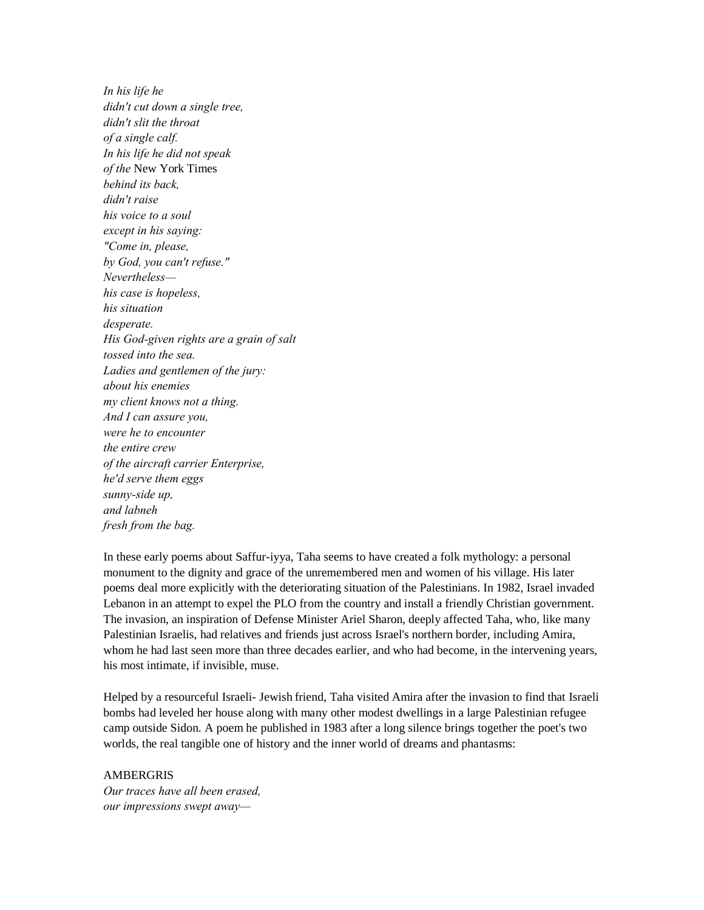*In his life he*
*didn't cut down a single tree,*
*didn't slit the throat*
*of a single calf.*
*In his life he did not speak*
*of the* New York Times
*behind its back,*
*didn't raise*
*his voice to a soul*
*except in his saying:*
*"Come in, please,*
*by God, you can't refuse."*
*Nevertheless—*
*his case is hopeless,*
*his situation*
*desperate.*
*His God-given rights are a grain of salt*
*tossed into the sea.*
*Ladies and gentlemen of the jury:*
*about his enemies*
*my client knows not a thing.*
*And I can assure you,*
*were he to encounter*
*the entire crew*
*of the aircraft carrier Enterprise,*
*he'd serve them eggs*
*sunny-side up,*
*and labneh*
*fresh from the bag.*

In these early poems about Saffur-iyya, Taha seems to have created a folk mythology: a personal monument to the dignity and grace of the unremembered men and women of his village. His later poems deal more explicitly with the deteriorating situation of the Palestinians. In 1982, Israel invaded Lebanon in an attempt to expel the PLO from the country and install a friendly Christian government. The invasion, an inspiration of Defense Minister Ariel Sharon, deeply affected Taha, who, like many Palestinian Israelis, had relatives and friends just across Israel's northern border, including Amira, whom he had last seen more than three decades earlier, and who had become, in the intervening years, his most intimate, if invisible, muse.

Helped by a resourceful Israeli- Jewish friend, Taha visited Amira after the invasion to find that Israeli bombs had leveled her house along with many other modest dwellings in a large Palestinian refugee camp outside Sidon. A poem he published in 1983 after a long silence brings together the poet's two worlds, the real tangible one of history and the inner world of dreams and phantasms:

AMBERGRIS

*Our traces have all been erased,*
*our impressions swept away—*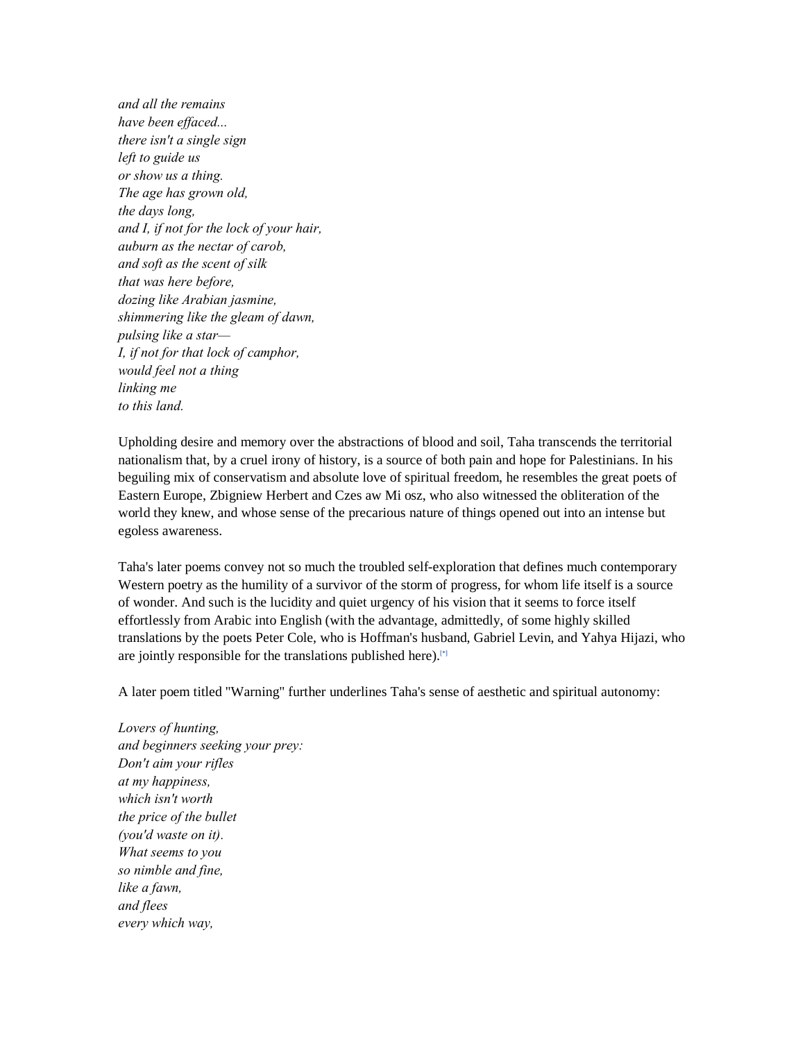*and all the remains*
*have been effaced...*
*there isn't a single sign*
*left to guide us*
*or show us a thing.*
*The age has grown old,*
*the days long,*
*and I, if not for the lock of your hair,*
*auburn as the nectar of carob,*
*and soft as the scent of silk*
*that was here before,*
*dozing like Arabian jasmine,*
*shimmering like the gleam of dawn,*
*pulsing like a star—*
*I, if not for that lock of camphor,*
*would feel not a thing*
*linking me*
*to this land.*

Upholding desire and memory over the abstractions of blood and soil, Taha transcends the territorial nationalism that, by a cruel irony of history, is a source of both pain and hope for Palestinians. In his beguiling mix of conservatism and absolute love of spiritual freedom, he resembles the great poets of Eastern Europe, Zbigniew Herbert and Czes aw Mi osz, who also witnessed the obliteration of the world they knew, and whose sense of the precarious nature of things opened out into an intense but egoless awareness.

Taha's later poems convey not so much the troubled self-exploration that defines much contemporary Western poetry as the humility of a survivor of the storm of progress, for whom life itself is a source of wonder. And such is the lucidity and quiet urgency of his vision that it seems to force itself effortlessly from Arabic into English (with the advantage, admittedly, of some highly skilled translations by the poets Peter Cole, who is Hoffman's husband, Gabriel Levin, and Yahya Hijazi, who are jointly responsible for the translations published here).[*]

A later poem titled "Warning" further underlines Taha's sense of aesthetic and spiritual autonomy:

*Lovers of hunting,*
*and beginners seeking your prey:*
*Don't aim your rifles*
*at my happiness,*
*which isn't worth*
*the price of the bullet*
*(you'd waste on it).*
*What seems to you*
*so nimble and fine,*
*like a fawn,*
*and flees*
*every which way,*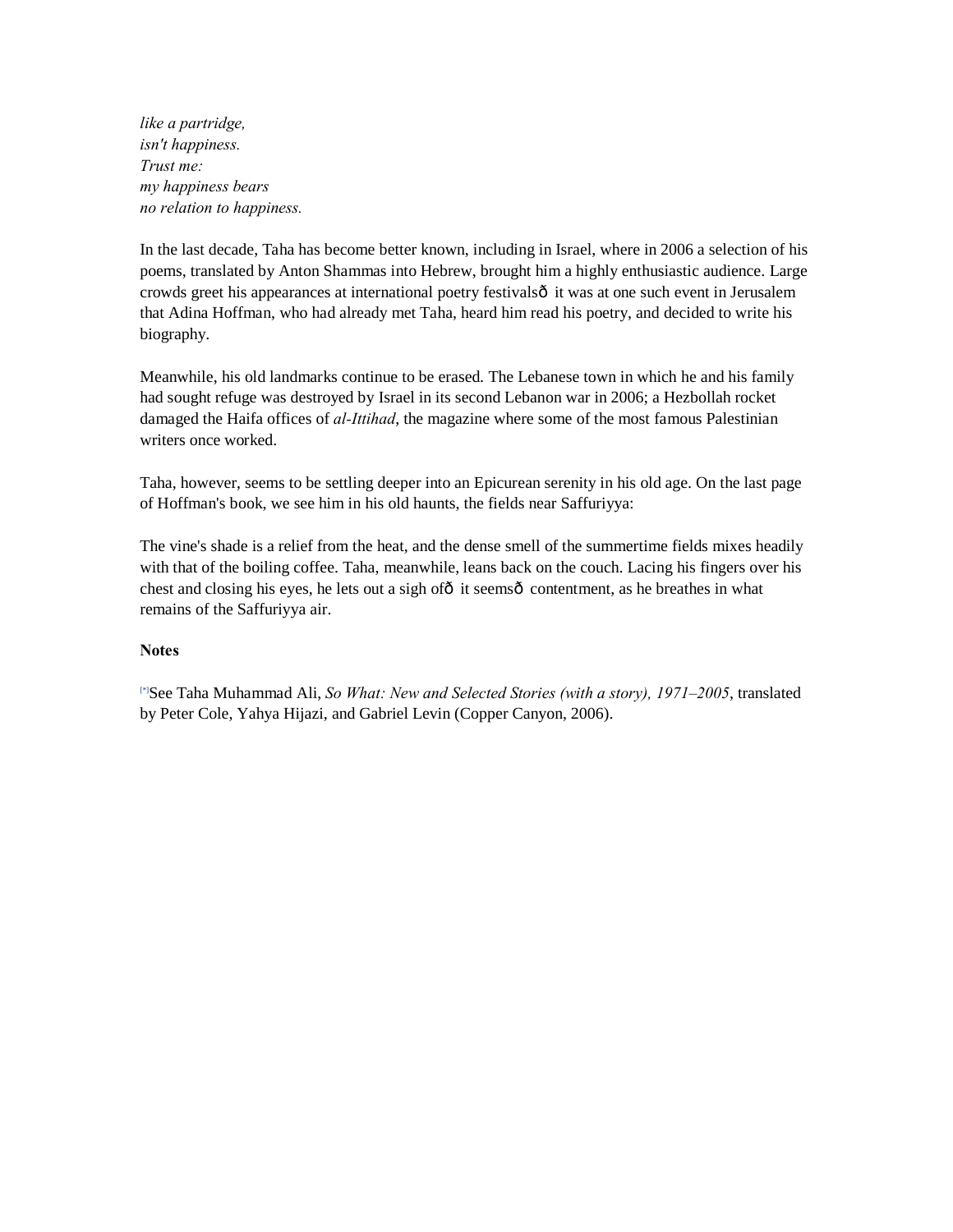*like a partridge,*
*isn't happiness.*
*Trust me:*
*my happiness bears*
*no relation to happiness.*

In the last decade, Taha has become better known, including in Israel, where in 2006 a selection of his poems, translated by Anton Shammas into Hebrew, brought him a highly enthusiastic audience. Large crowds greet his appearances at international poetry festivalsð it was at one such event in Jerusalem that Adina Hoffman, who had already met Taha, heard him read his poetry, and decided to write his biography.

Meanwhile, his old landmarks continue to be erased. The Lebanese town in which he and his family had sought refuge was destroyed by Israel in its second Lebanon war in 2006; a Hezbollah rocket damaged the Haifa offices of *al-Ittihad*, the magazine where some of the most famous Palestinian writers once worked.

Taha, however, seems to be settling deeper into an Epicurean serenity in his old age. On the last page of Hoffman's book, we see him in his old haunts, the fields near Saffuriyya:

The vine's shade is a relief from the heat, and the dense smell of the summertime fields mixes headily with that of the boiling coffee. Taha, meanwhile, leans back on the couch. Lacing his fingers over his chest and closing his eyes, he lets out a sigh ofð it seemsð contentment, as he breathes in what remains of the Saffuriyya air.

**Notes**

[*]See Taha Muhammad Ali, *So What: New and Selected Stories (with a story), 1971–2005*, translated by Peter Cole, Yahya Hijazi, and Gabriel Levin (Copper Canyon, 2006).